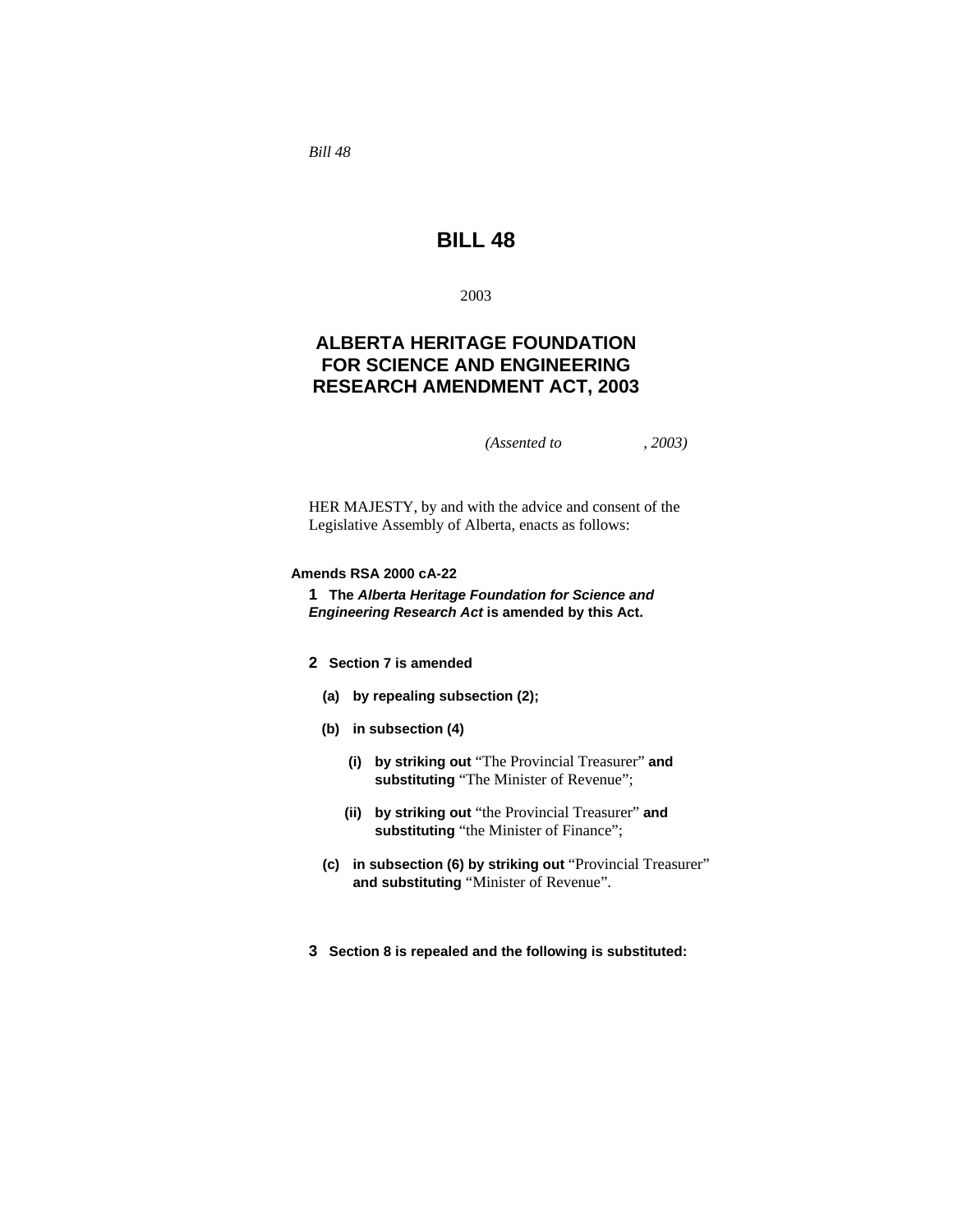*Bill 48*

# BILL 48

2003

## ALBERTA HERITAGE FOUNDATION FOR SCIENCE AND ENGINEERING RESEARCH AMENDMENT ACT, 2003

*(Assented to , 2003)*

HER MAJESTY, by and with the advice and consent of the Legislative Assembly of Alberta, enacts as follows:

**Amends RSA 2000 cA-22**

**1** **The *Alberta Heritage Foundation for Science and Engineering Research Act* is amended by this Act.**

**2** **Section 7 is amended**

**(a)** **by repealing subsection (2);**

**(b)** **in subsection (4)**

**(i)** **by striking out** "The Provincial Treasurer" **and substituting** "The Minister of Revenue";

**(ii)** **by striking out** "the Provincial Treasurer" **and substituting** "the Minister of Finance";

**(c)** **in subsection (6) by striking out** "Provincial Treasurer" **and substituting** "Minister of Revenue".

**3** **Section 8 is repealed and the following is substituted:**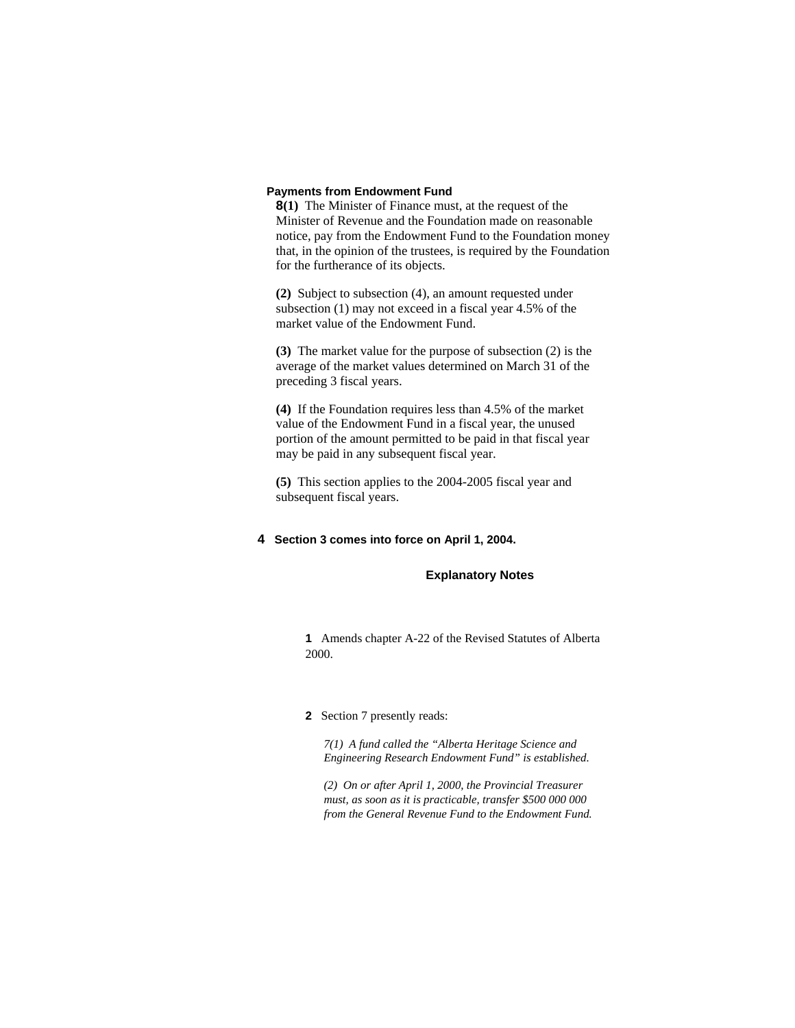**Payments from Endowment Fund**

**8(1)** The Minister of Finance must, at the request of the Minister of Revenue and the Foundation made on reasonable notice, pay from the Endowment Fund to the Foundation money that, in the opinion of the trustees, is required by the Foundation for the furtherance of its objects.

**(2)** Subject to subsection (4), an amount requested under subsection (1) may not exceed in a fiscal year 4.5% of the market value of the Endowment Fund.

**(3)** The market value for the purpose of subsection (2) is the average of the market values determined on March 31 of the preceding 3 fiscal years.

**(4)** If the Foundation requires less than 4.5% of the market value of the Endowment Fund in a fiscal year, the unused portion of the amount permitted to be paid in that fiscal year may be paid in any subsequent fiscal year.

**(5)** This section applies to the 2004-2005 fiscal year and subsequent fiscal years.

**4 Section 3 comes into force on April 1, 2004.**

## Explanatory Notes

**1** Amends chapter A-22 of the Revised Statutes of Alberta 2000.

**2** Section 7 presently reads:

*7(1) A fund called the "Alberta Heritage Science and Engineering Research Endowment Fund" is established.*

*(2) On or after April 1, 2000, the Provincial Treasurer must, as soon as it is practicable, transfer $500 000 000 from the General Revenue Fund to the Endowment Fund.*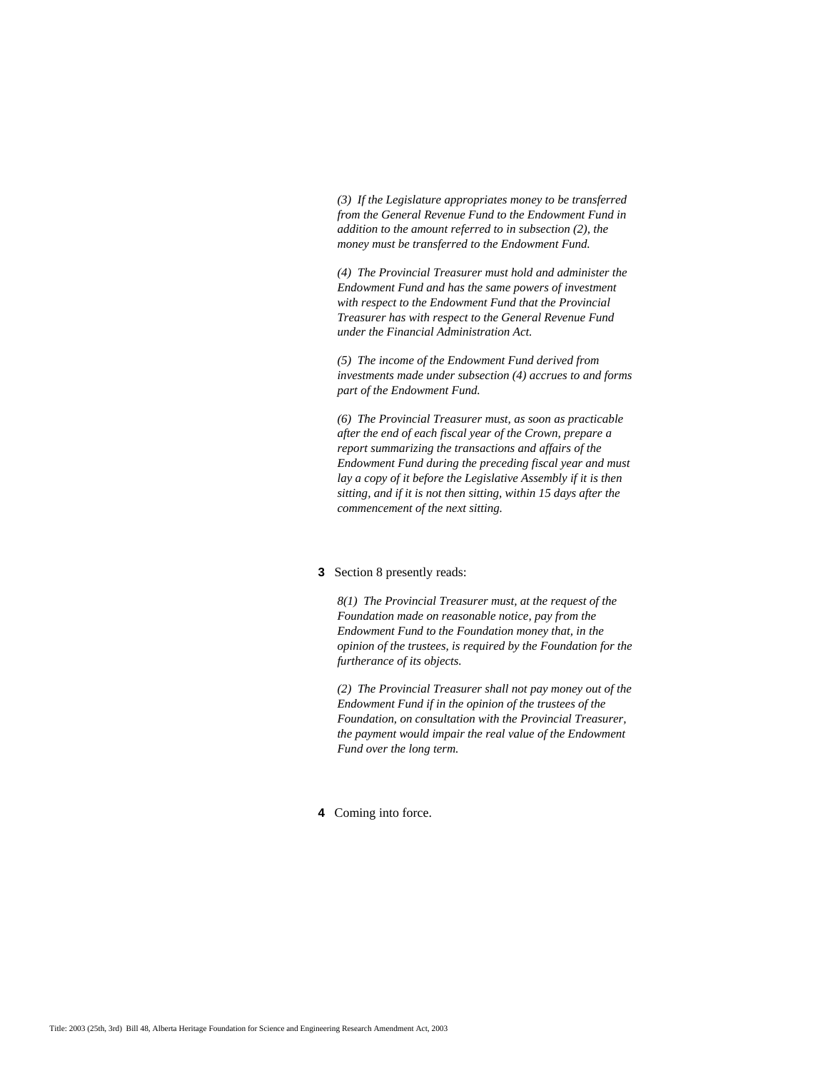*(3) If the Legislature appropriates money to be transferred from the General Revenue Fund to the Endowment Fund in addition to the amount referred to in subsection (2), the money must be transferred to the Endowment Fund.*

*(4) The Provincial Treasurer must hold and administer the Endowment Fund and has the same powers of investment with respect to the Endowment Fund that the Provincial Treasurer has with respect to the General Revenue Fund under the Financial Administration Act.*

*(5) The income of the Endowment Fund derived from investments made under subsection (4) accrues to and forms part of the Endowment Fund.*

*(6) The Provincial Treasurer must, as soon as practicable after the end of each fiscal year of the Crown, prepare a report summarizing the transactions and affairs of the Endowment Fund during the preceding fiscal year and must lay a copy of it before the Legislative Assembly if it is then sitting, and if it is not then sitting, within 15 days after the commencement of the next sitting.*

**3** Section 8 presently reads:

*8(1) The Provincial Treasurer must, at the request of the Foundation made on reasonable notice, pay from the Endowment Fund to the Foundation money that, in the opinion of the trustees, is required by the Foundation for the furtherance of its objects.*

*(2) The Provincial Treasurer shall not pay money out of the Endowment Fund if in the opinion of the trustees of the Foundation, on consultation with the Provincial Treasurer, the payment would impair the real value of the Endowment Fund over the long term.*

**4** Coming into force.